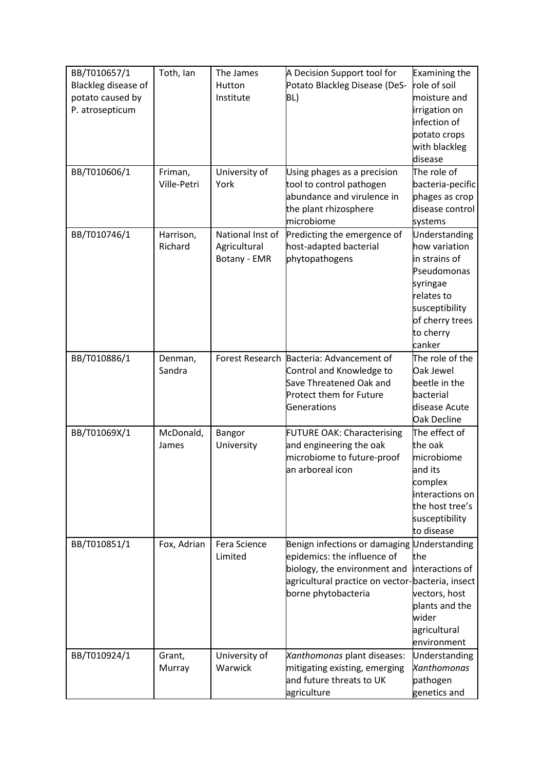| BB/T010657/1 Blackleg disease of potato caused by P. atrosepticum | Toth, Ian | The James Hutton Institute | A Decision Support tool for Potato Blackleg Disease (DeS-BL) | Examining the role of soil moisture and irrigation on infection of potato crops with blackleg disease |
|---|---|---|---|---|
| BB/T010606/1 | Friman, Ville-Petri | University of York | Using phages as a precision tool to control pathogen abundance and virulence in the plant rhizosphere microbiome | The role of bacteria-pecific phages as crop disease control systems |
| BB/T010746/1 | Harrison, Richard | National Inst of Agricultural Botany - EMR | Predicting the emergence of host-adapted bacterial phytopathogens | Understanding how variation in strains of Pseudomonas syringae relates to susceptibility of cherry trees to cherry canker |
| BB/T010886/1 | Denman, Sandra | Forest Research | Bacteria: Advancement of Control and Knowledge to Save Threatened Oak and Protect them for Future Generations | The role of the Oak Jewel beetle in the bacterial disease Acute Oak Decline |
| BB/T01069X/1 | McDonald, James | Bangor University | FUTURE OAK: Characterising and engineering the oak microbiome to future-proof an arboreal icon | The effect of the oak microbiome and its complex interactions on the host tree's susceptibility to disease |
| BB/T010851/1 | Fox, Adrian | Fera Science Limited | Benign infections or damaging epidemics: the influence of biology, the environment and agricultural practice on vector-borne phytobacteria | Understanding the interactions of bacteria, insect vectors, host plants and the wider agricultural environment |
| BB/T010924/1 | Grant, Murray | University of Warwick | *Xanthomonas* plant diseases: mitigating existing, emerging and future threats to UK agriculture | Understanding *Xanthomonas* pathogen genetics and |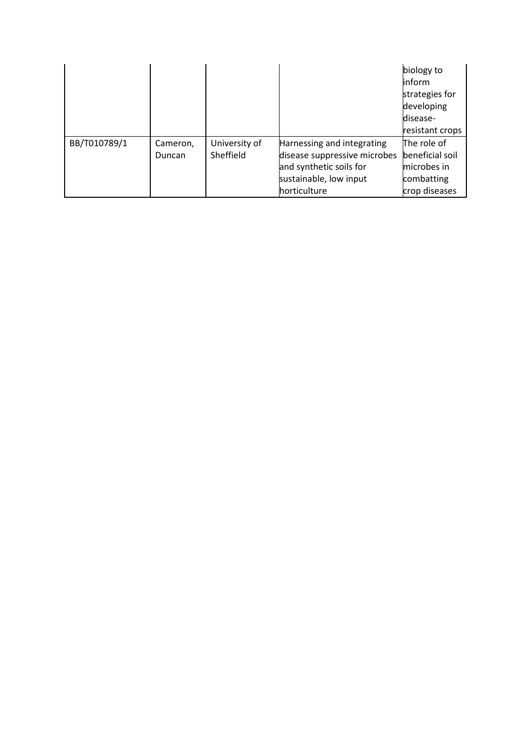| | | | | |
|---|---|---|---|---|
| | | | | biology to inform strategies for developing disease-resistant crops |
| BB/T010789/1 | Cameron, Duncan | University of Sheffield | Harnessing and integrating disease suppressive microbes and synthetic soils for sustainable, low input horticulture | The role of beneficial soil microbes in combatting crop diseases |